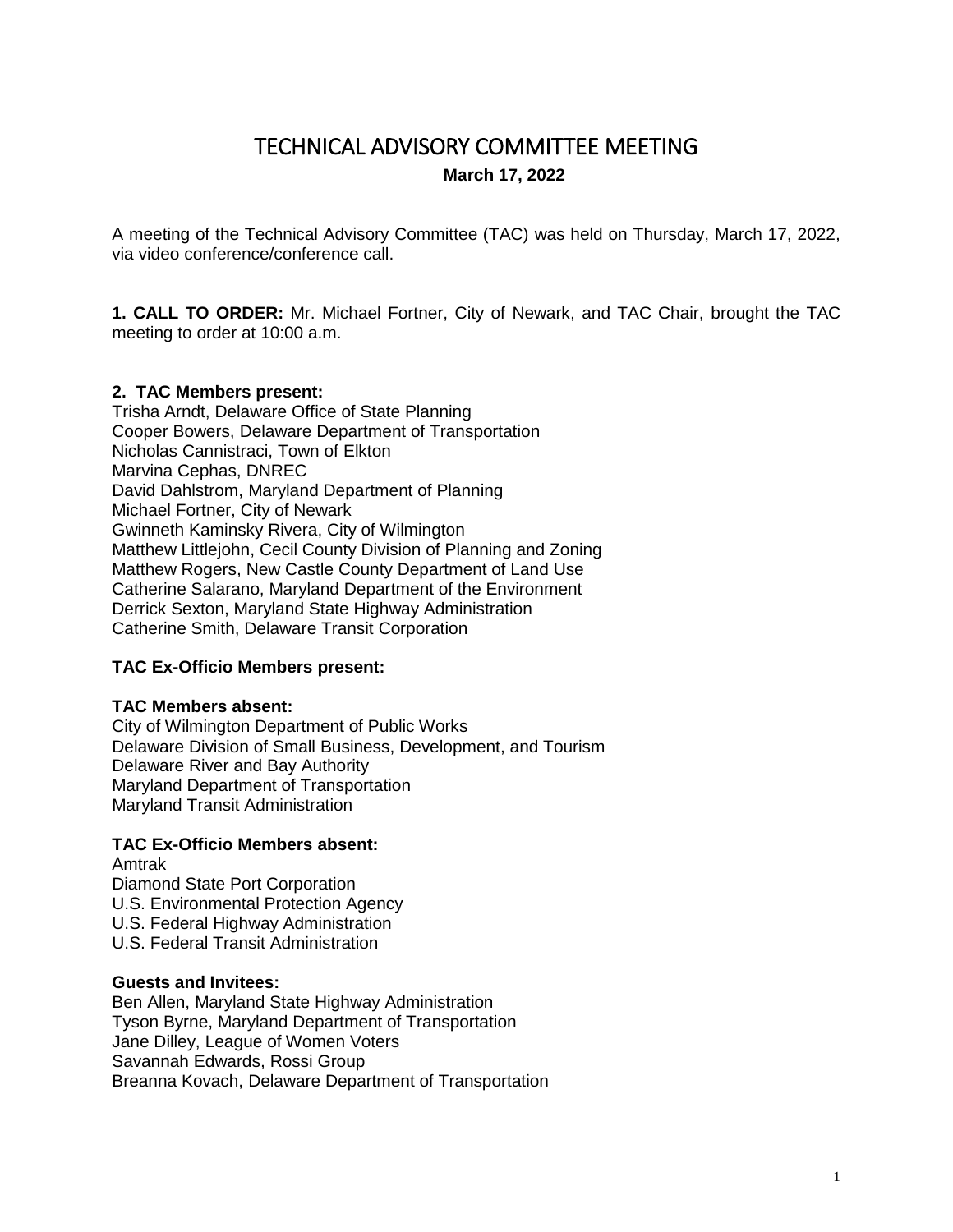# TECHNICAL ADVISORY COMMITTEE MEETING

**March 17, 2022**

A meeting of the Technical Advisory Committee (TAC) was held on Thursday, March 17, 2022, via video conference/conference call.

**1. CALL TO ORDER:** Mr. Michael Fortner, City of Newark, and TAC Chair, brought the TAC meeting to order at 10:00 a.m.

**2. TAC Members present:**

Trisha Arndt, Delaware Office of State Planning
Cooper Bowers, Delaware Department of Transportation
Nicholas Cannistraci, Town of Elkton
Marvina Cephas, DNREC
David Dahlstrom, Maryland Department of Planning
Michael Fortner, City of Newark
Gwinneth Kaminsky Rivera, City of Wilmington
Matthew Littlejohn, Cecil County Division of Planning and Zoning
Matthew Rogers, New Castle County Department of Land Use
Catherine Salarano, Maryland Department of the Environment
Derrick Sexton, Maryland State Highway Administration
Catherine Smith, Delaware Transit Corporation

**TAC Ex-Officio Members present:**

**TAC Members absent:**

City of Wilmington Department of Public Works
Delaware Division of Small Business, Development, and Tourism
Delaware River and Bay Authority
Maryland Department of Transportation
Maryland Transit Administration

**TAC Ex-Officio Members absent:**

Amtrak
Diamond State Port Corporation
U.S. Environmental Protection Agency
U.S. Federal Highway Administration
U.S. Federal Transit Administration

**Guests and Invitees:**

Ben Allen, Maryland State Highway Administration
Tyson Byrne, Maryland Department of Transportation
Jane Dilley, League of Women Voters
Savannah Edwards, Rossi Group
Breanna Kovach, Delaware Department of Transportation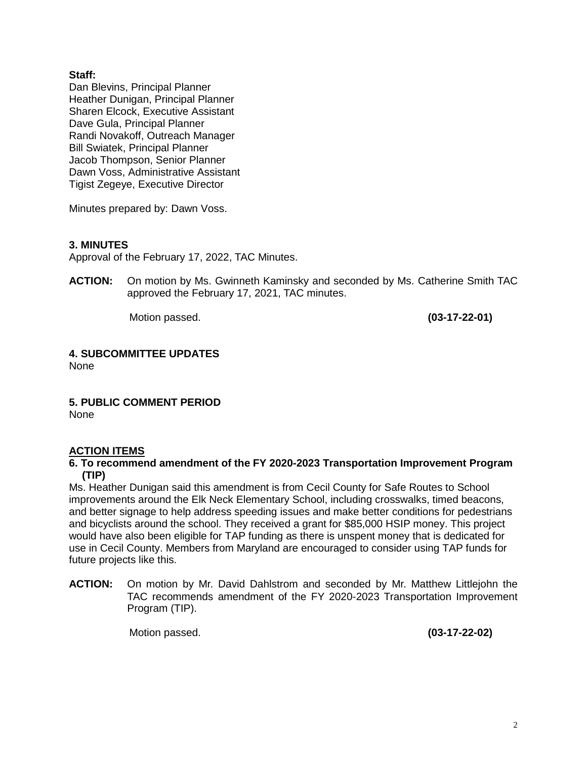**Staff:**
Dan Blevins, Principal Planner
Heather Dunigan, Principal Planner
Sharen Elcock, Executive Assistant
Dave Gula, Principal Planner
Randi Novakoff, Outreach Manager
Bill Swiatek, Principal Planner
Jacob Thompson, Senior Planner
Dawn Voss, Administrative Assistant
Tigist Zegeye, Executive Director

Minutes prepared by: Dawn Voss.

## 3. MINUTES

Approval of the February 17, 2022, TAC Minutes.

**ACTION:** On motion by Ms. Gwinneth Kaminsky and seconded by Ms. Catherine Smith TAC approved the February 17, 2021, TAC minutes.

Motion passed. **(03-17-22-01)**

## 4. SUBCOMMITTEE UPDATES

None

## 5. PUBLIC COMMENT PERIOD

None

## ACTION ITEMS

### 6. To recommend amendment of the FY 2020-2023 Transportation Improvement Program (TIP)

Ms. Heather Dunigan said this amendment is from Cecil County for Safe Routes to School improvements around the Elk Neck Elementary School, including crosswalks, timed beacons, and better signage to help address speeding issues and make better conditions for pedestrians and bicyclists around the school. They received a grant for $85,000 HSIP money. This project would have also been eligible for TAP funding as there is unspent money that is dedicated for use in Cecil County. Members from Maryland are encouraged to consider using TAP funds for future projects like this.

**ACTION:** On motion by Mr. David Dahlstrom and seconded by Mr. Matthew Littlejohn the TAC recommends amendment of the FY 2020-2023 Transportation Improvement Program (TIP).

Motion passed. **(03-17-22-02)**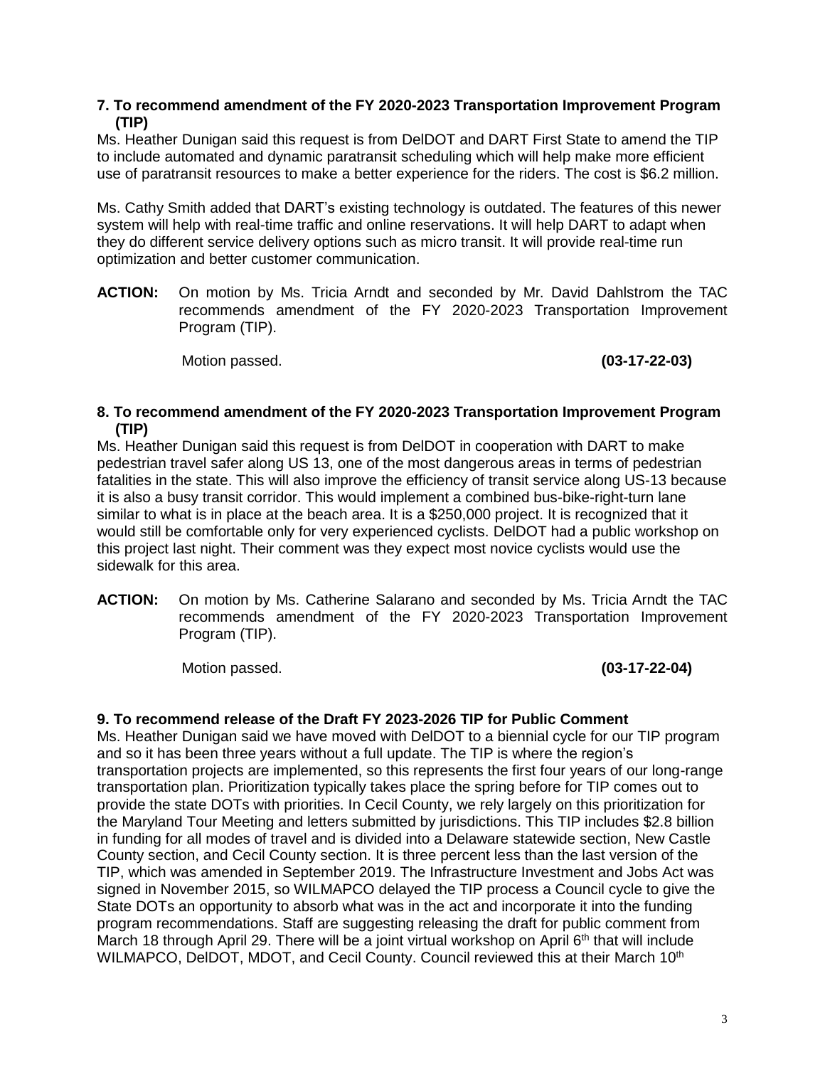**7. To recommend amendment of the FY 2020-2023 Transportation Improvement Program (TIP)**

Ms. Heather Dunigan said this request is from DelDOT and DART First State to amend the TIP to include automated and dynamic paratransit scheduling which will help make more efficient use of paratransit resources to make a better experience for the riders. The cost is $6.2 million.

Ms. Cathy Smith added that DART's existing technology is outdated. The features of this newer system will help with real-time traffic and online reservations. It will help DART to adapt when they do different service delivery options such as micro transit. It will provide real-time run optimization and better customer communication.

**ACTION:** On motion by Ms. Tricia Arndt and seconded by Mr. David Dahlstrom the TAC recommends amendment of the FY 2020-2023 Transportation Improvement Program (TIP).

Motion passed. **(03-17-22-03)**

**8. To recommend amendment of the FY 2020-2023 Transportation Improvement Program (TIP)**

Ms. Heather Dunigan said this request is from DelDOT in cooperation with DART to make pedestrian travel safer along US 13, one of the most dangerous areas in terms of pedestrian fatalities in the state. This will also improve the efficiency of transit service along US-13 because it is also a busy transit corridor. This would implement a combined bus-bike-right-turn lane similar to what is in place at the beach area. It is a $250,000 project. It is recognized that it would still be comfortable only for very experienced cyclists. DelDOT had a public workshop on this project last night. Their comment was they expect most novice cyclists would use the sidewalk for this area.

**ACTION:** On motion by Ms. Catherine Salarano and seconded by Ms. Tricia Arndt the TAC recommends amendment of the FY 2020-2023 Transportation Improvement Program (TIP).

Motion passed. **(03-17-22-04)**

**9. To recommend release of the Draft FY 2023-2026 TIP for Public Comment**

Ms. Heather Dunigan said we have moved with DelDOT to a biennial cycle for our TIP program and so it has been three years without a full update. The TIP is where the region's transportation projects are implemented, so this represents the first four years of our long-range transportation plan. Prioritization typically takes place the spring before for TIP comes out to provide the state DOTs with priorities. In Cecil County, we rely largely on this prioritization for the Maryland Tour Meeting and letters submitted by jurisdictions. This TIP includes $2.8 billion in funding for all modes of travel and is divided into a Delaware statewide section, New Castle County section, and Cecil County section. It is three percent less than the last version of the TIP, which was amended in September 2019. The Infrastructure Investment and Jobs Act was signed in November 2015, so WILMAPCO delayed the TIP process a Council cycle to give the State DOTs an opportunity to absorb what was in the act and incorporate it into the funding program recommendations. Staff are suggesting releasing the draft for public comment from March 18 through April 29. There will be a joint virtual workshop on April 6th that will include WILMAPCO, DelDOT, MDOT, and Cecil County. Council reviewed this at their March 10th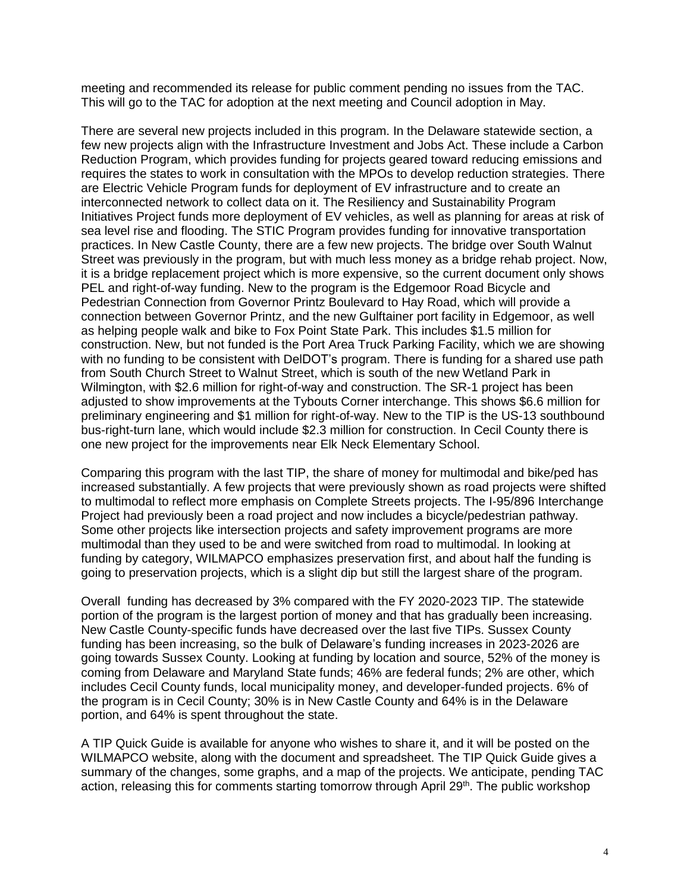meeting and recommended its release for public comment pending no issues from the TAC. This will go to the TAC for adoption at the next meeting and Council adoption in May.

There are several new projects included in this program. In the Delaware statewide section, a few new projects align with the Infrastructure Investment and Jobs Act. These include a Carbon Reduction Program, which provides funding for projects geared toward reducing emissions and requires the states to work in consultation with the MPOs to develop reduction strategies. There are Electric Vehicle Program funds for deployment of EV infrastructure and to create an interconnected network to collect data on it. The Resiliency and Sustainability Program Initiatives Project funds more deployment of EV vehicles, as well as planning for areas at risk of sea level rise and flooding. The STIC Program provides funding for innovative transportation practices. In New Castle County, there are a few new projects. The bridge over South Walnut Street was previously in the program, but with much less money as a bridge rehab project. Now, it is a bridge replacement project which is more expensive, so the current document only shows PEL and right-of-way funding. New to the program is the Edgemoor Road Bicycle and Pedestrian Connection from Governor Printz Boulevard to Hay Road, which will provide a connection between Governor Printz, and the new Gulftainer port facility in Edgemoor, as well as helping people walk and bike to Fox Point State Park. This includes $1.5 million for construction. New, but not funded is the Port Area Truck Parking Facility, which we are showing with no funding to be consistent with DelDOT's program. There is funding for a shared use path from South Church Street to Walnut Street, which is south of the new Wetland Park in Wilmington, with $2.6 million for right-of-way and construction. The SR-1 project has been adjusted to show improvements at the Tybouts Corner interchange. This shows $6.6 million for preliminary engineering and $1 million for right-of-way. New to the TIP is the US-13 southbound bus-right-turn lane, which would include $2.3 million for construction. In Cecil County there is one new project for the improvements near Elk Neck Elementary School.

Comparing this program with the last TIP, the share of money for multimodal and bike/ped has increased substantially. A few projects that were previously shown as road projects were shifted to multimodal to reflect more emphasis on Complete Streets projects. The I-95/896 Interchange Project had previously been a road project and now includes a bicycle/pedestrian pathway. Some other projects like intersection projects and safety improvement programs are more multimodal than they used to be and were switched from road to multimodal. In looking at funding by category, WILMAPCO emphasizes preservation first, and about half the funding is going to preservation projects, which is a slight dip but still the largest share of the program.

Overall funding has decreased by 3% compared with the FY 2020-2023 TIP. The statewide portion of the program is the largest portion of money and that has gradually been increasing. New Castle County-specific funds have decreased over the last five TIPs. Sussex County funding has been increasing, so the bulk of Delaware's funding increases in 2023-2026 are going towards Sussex County. Looking at funding by location and source, 52% of the money is coming from Delaware and Maryland State funds; 46% are federal funds; 2% are other, which includes Cecil County funds, local municipality money, and developer-funded projects. 6% of the program is in Cecil County; 30% is in New Castle County and 64% is in the Delaware portion, and 64% is spent throughout the state.

A TIP Quick Guide is available for anyone who wishes to share it, and it will be posted on the WILMAPCO website, along with the document and spreadsheet. The TIP Quick Guide gives a summary of the changes, some graphs, and a map of the projects. We anticipate, pending TAC action, releasing this for comments starting tomorrow through April 29th. The public workshop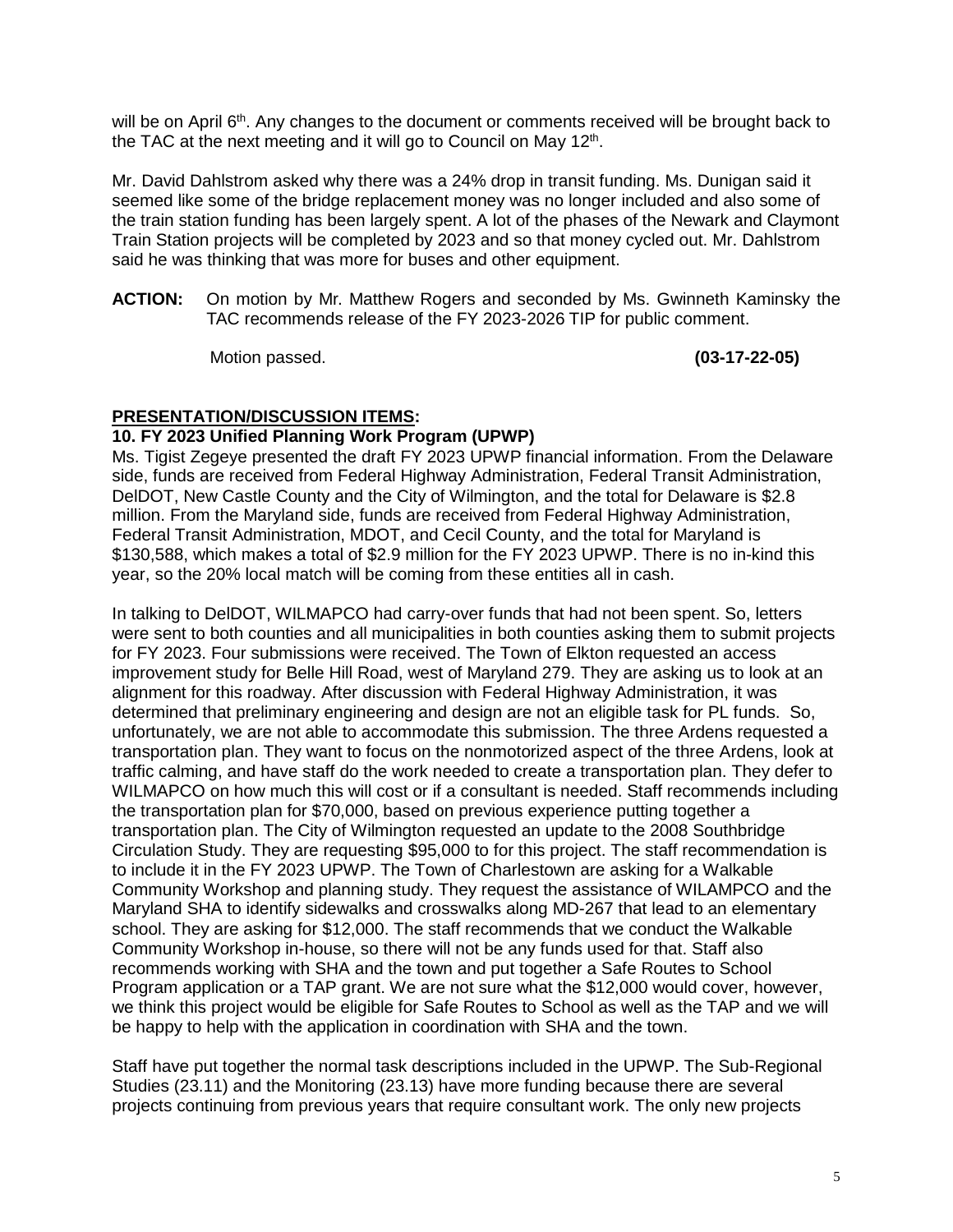will be on April 6th. Any changes to the document or comments received will be brought back to the TAC at the next meeting and it will go to Council on May 12th.

Mr. David Dahlstrom asked why there was a 24% drop in transit funding. Ms. Dunigan said it seemed like some of the bridge replacement money was no longer included and also some of the train station funding has been largely spent. A lot of the phases of the Newark and Claymont Train Station projects will be completed by 2023 and so that money cycled out. Mr. Dahlstrom said he was thinking that was more for buses and other equipment.

**ACTION:** On motion by Mr. Matthew Rogers and seconded by Ms. Gwinneth Kaminsky the TAC recommends release of the FY 2023-2026 TIP for public comment.

Motion passed. **(03-17-22-05)**

**PRESENTATION/DISCUSSION ITEMS:**

**10. FY 2023 Unified Planning Work Program (UPWP)**

Ms. Tigist Zegeye presented the draft FY 2023 UPWP financial information. From the Delaware side, funds are received from Federal Highway Administration, Federal Transit Administration, DelDOT, New Castle County and the City of Wilmington, and the total for Delaware is $2.8 million. From the Maryland side, funds are received from Federal Highway Administration, Federal Transit Administration, MDOT, and Cecil County, and the total for Maryland is $130,588, which makes a total of $2.9 million for the FY 2023 UPWP. There is no in-kind this year, so the 20% local match will be coming from these entities all in cash.

In talking to DelDOT, WILMAPCO had carry-over funds that had not been spent. So, letters were sent to both counties and all municipalities in both counties asking them to submit projects for FY 2023. Four submissions were received. The Town of Elkton requested an access improvement study for Belle Hill Road, west of Maryland 279. They are asking us to look at an alignment for this roadway. After discussion with Federal Highway Administration, it was determined that preliminary engineering and design are not an eligible task for PL funds. So, unfortunately, we are not able to accommodate this submission. The three Ardens requested a transportation plan. They want to focus on the nonmotorized aspect of the three Ardens, look at traffic calming, and have staff do the work needed to create a transportation plan. They defer to WILMAPCO on how much this will cost or if a consultant is needed. Staff recommends including the transportation plan for $70,000, based on previous experience putting together a transportation plan. The City of Wilmington requested an update to the 2008 Southbridge Circulation Study. They are requesting $95,000 to for this project. The staff recommendation is to include it in the FY 2023 UPWP. The Town of Charlestown are asking for a Walkable Community Workshop and planning study. They request the assistance of WILAMPCO and the Maryland SHA to identify sidewalks and crosswalks along MD-267 that lead to an elementary school. They are asking for $12,000. The staff recommends that we conduct the Walkable Community Workshop in-house, so there will not be any funds used for that. Staff also recommends working with SHA and the town and put together a Safe Routes to School Program application or a TAP grant. We are not sure what the $12,000 would cover, however, we think this project would be eligible for Safe Routes to School as well as the TAP and we will be happy to help with the application in coordination with SHA and the town.

Staff have put together the normal task descriptions included in the UPWP. The Sub-Regional Studies (23.11) and the Monitoring (23.13) have more funding because there are several projects continuing from previous years that require consultant work. The only new projects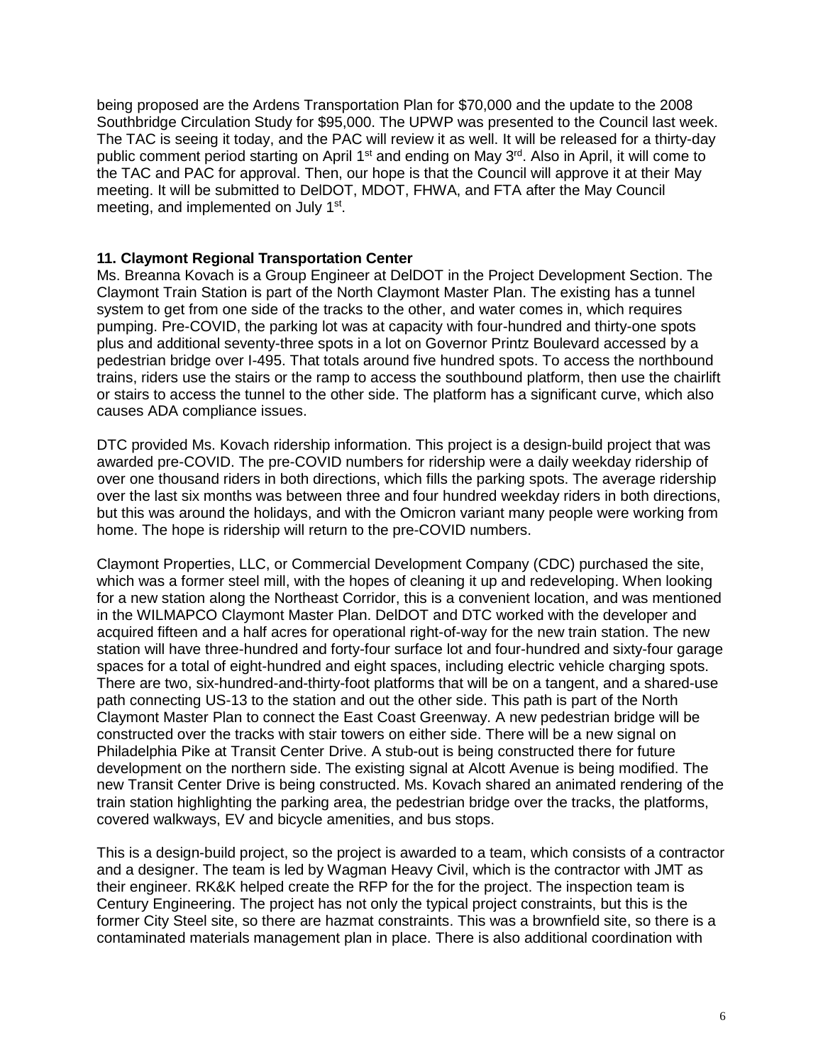being proposed are the Ardens Transportation Plan for $70,000 and the update to the 2008 Southbridge Circulation Study for $95,000. The UPWP was presented to the Council last week. The TAC is seeing it today, and the PAC will review it as well. It will be released for a thirty-day public comment period starting on April 1st and ending on May 3rd. Also in April, it will come to the TAC and PAC for approval. Then, our hope is that the Council will approve it at their May meeting. It will be submitted to DelDOT, MDOT, FHWA, and FTA after the May Council meeting, and implemented on July 1st.

**11. Claymont Regional Transportation Center**

Ms. Breanna Kovach is a Group Engineer at DelDOT in the Project Development Section. The Claymont Train Station is part of the North Claymont Master Plan. The existing has a tunnel system to get from one side of the tracks to the other, and water comes in, which requires pumping. Pre-COVID, the parking lot was at capacity with four-hundred and thirty-one spots plus and additional seventy-three spots in a lot on Governor Printz Boulevard accessed by a pedestrian bridge over I-495. That totals around five hundred spots. To access the northbound trains, riders use the stairs or the ramp to access the southbound platform, then use the chairlift or stairs to access the tunnel to the other side. The platform has a significant curve, which also causes ADA compliance issues.

DTC provided Ms. Kovach ridership information. This project is a design-build project that was awarded pre-COVID. The pre-COVID numbers for ridership were a daily weekday ridership of over one thousand riders in both directions, which fills the parking spots. The average ridership over the last six months was between three and four hundred weekday riders in both directions, but this was around the holidays, and with the Omicron variant many people were working from home. The hope is ridership will return to the pre-COVID numbers.

Claymont Properties, LLC, or Commercial Development Company (CDC) purchased the site, which was a former steel mill, with the hopes of cleaning it up and redeveloping. When looking for a new station along the Northeast Corridor, this is a convenient location, and was mentioned in the WILMAPCO Claymont Master Plan. DelDOT and DTC worked with the developer and acquired fifteen and a half acres for operational right-of-way for the new train station. The new station will have three-hundred and forty-four surface lot and four-hundred and sixty-four garage spaces for a total of eight-hundred and eight spaces, including electric vehicle charging spots. There are two, six-hundred-and-thirty-foot platforms that will be on a tangent, and a shared-use path connecting US-13 to the station and out the other side. This path is part of the North Claymont Master Plan to connect the East Coast Greenway. A new pedestrian bridge will be constructed over the tracks with stair towers on either side. There will be a new signal on Philadelphia Pike at Transit Center Drive. A stub-out is being constructed there for future development on the northern side. The existing signal at Alcott Avenue is being modified. The new Transit Center Drive is being constructed. Ms. Kovach shared an animated rendering of the train station highlighting the parking area, the pedestrian bridge over the tracks, the platforms, covered walkways, EV and bicycle amenities, and bus stops.

This is a design-build project, so the project is awarded to a team, which consists of a contractor and a designer. The team is led by Wagman Heavy Civil, which is the contractor with JMT as their engineer. RK&K helped create the RFP for the for the project. The inspection team is Century Engineering. The project has not only the typical project constraints, but this is the former City Steel site, so there are hazmat constraints. This was a brownfield site, so there is a contaminated materials management plan in place. There is also additional coordination with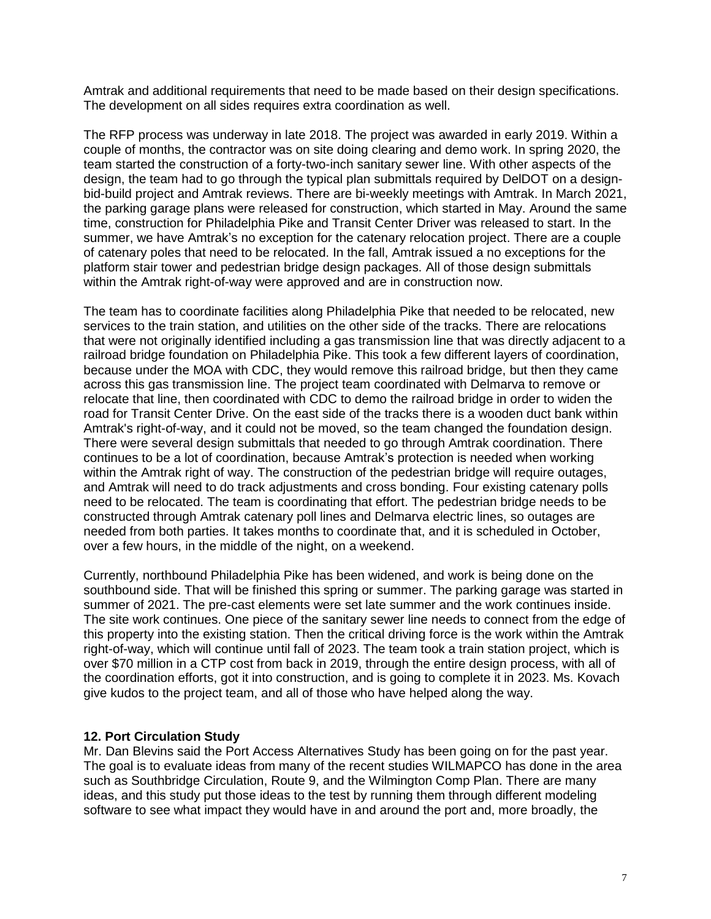Amtrak and additional requirements that need to be made based on their design specifications. The development on all sides requires extra coordination as well.

The RFP process was underway in late 2018. The project was awarded in early 2019. Within a couple of months, the contractor was on site doing clearing and demo work. In spring 2020, the team started the construction of a forty-two-inch sanitary sewer line. With other aspects of the design, the team had to go through the typical plan submittals required by DelDOT on a design-bid-build project and Amtrak reviews. There are bi-weekly meetings with Amtrak. In March 2021, the parking garage plans were released for construction, which started in May. Around the same time, construction for Philadelphia Pike and Transit Center Driver was released to start. In the summer, we have Amtrak's no exception for the catenary relocation project. There are a couple of catenary poles that need to be relocated. In the fall, Amtrak issued a no exceptions for the platform stair tower and pedestrian bridge design packages. All of those design submittals within the Amtrak right-of-way were approved and are in construction now.

The team has to coordinate facilities along Philadelphia Pike that needed to be relocated, new services to the train station, and utilities on the other side of the tracks. There are relocations that were not originally identified including a gas transmission line that was directly adjacent to a railroad bridge foundation on Philadelphia Pike. This took a few different layers of coordination, because under the MOA with CDC, they would remove this railroad bridge, but then they came across this gas transmission line. The project team coordinated with Delmarva to remove or relocate that line, then coordinated with CDC to demo the railroad bridge in order to widen the road for Transit Center Drive. On the east side of the tracks there is a wooden duct bank within Amtrak's right-of-way, and it could not be moved, so the team changed the foundation design. There were several design submittals that needed to go through Amtrak coordination. There continues to be a lot of coordination, because Amtrak's protection is needed when working within the Amtrak right of way. The construction of the pedestrian bridge will require outages, and Amtrak will need to do track adjustments and cross bonding. Four existing catenary polls need to be relocated. The team is coordinating that effort. The pedestrian bridge needs to be constructed through Amtrak catenary poll lines and Delmarva electric lines, so outages are needed from both parties. It takes months to coordinate that, and it is scheduled in October, over a few hours, in the middle of the night, on a weekend.

Currently, northbound Philadelphia Pike has been widened, and work is being done on the southbound side. That will be finished this spring or summer. The parking garage was started in summer of 2021. The pre-cast elements were set late summer and the work continues inside. The site work continues. One piece of the sanitary sewer line needs to connect from the edge of this property into the existing station. Then the critical driving force is the work within the Amtrak right-of-way, which will continue until fall of 2023. The team took a train station project, which is over $70 million in a CTP cost from back in 2019, through the entire design process, with all of the coordination efforts, got it into construction, and is going to complete it in 2023. Ms. Kovach give kudos to the project team, and all of those who have helped along the way.

**12. Port Circulation Study**

Mr. Dan Blevins said the Port Access Alternatives Study has been going on for the past year. The goal is to evaluate ideas from many of the recent studies WILMAPCO has done in the area such as Southbridge Circulation, Route 9, and the Wilmington Comp Plan. There are many ideas, and this study put those ideas to the test by running them through different modeling software to see what impact they would have in and around the port and, more broadly, the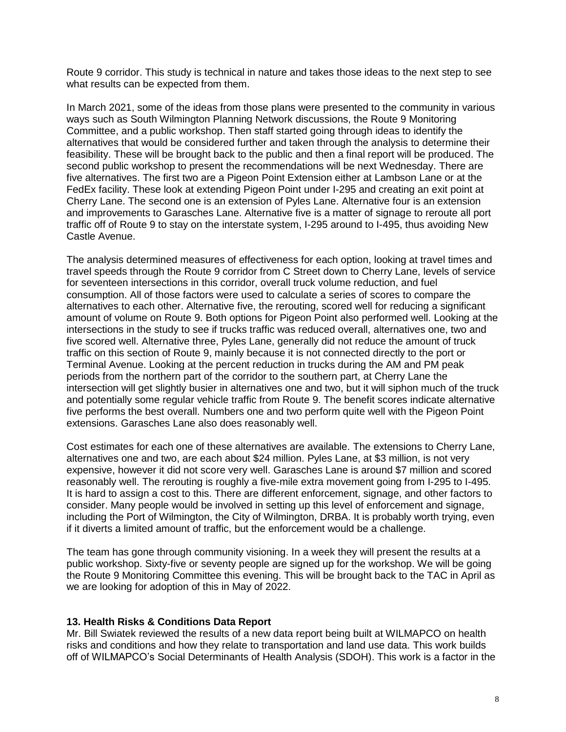Route 9 corridor. This study is technical in nature and takes those ideas to the next step to see what results can be expected from them.

In March 2021, some of the ideas from those plans were presented to the community in various ways such as South Wilmington Planning Network discussions, the Route 9 Monitoring Committee, and a public workshop. Then staff started going through ideas to identify the alternatives that would be considered further and taken through the analysis to determine their feasibility. These will be brought back to the public and then a final report will be produced. The second public workshop to present the recommendations will be next Wednesday. There are five alternatives. The first two are a Pigeon Point Extension either at Lambson Lane or at the FedEx facility. These look at extending Pigeon Point under I-295 and creating an exit point at Cherry Lane. The second one is an extension of Pyles Lane. Alternative four is an extension and improvements to Garasches Lane. Alternative five is a matter of signage to reroute all port traffic off of Route 9 to stay on the interstate system, I-295 around to I-495, thus avoiding New Castle Avenue.

The analysis determined measures of effectiveness for each option, looking at travel times and travel speeds through the Route 9 corridor from C Street down to Cherry Lane, levels of service for seventeen intersections in this corridor, overall truck volume reduction, and fuel consumption. All of those factors were used to calculate a series of scores to compare the alternatives to each other. Alternative five, the rerouting, scored well for reducing a significant amount of volume on Route 9. Both options for Pigeon Point also performed well. Looking at the intersections in the study to see if trucks traffic was reduced overall, alternatives one, two and five scored well. Alternative three, Pyles Lane, generally did not reduce the amount of truck traffic on this section of Route 9, mainly because it is not connected directly to the port or Terminal Avenue. Looking at the percent reduction in trucks during the AM and PM peak periods from the northern part of the corridor to the southern part, at Cherry Lane the intersection will get slightly busier in alternatives one and two, but it will siphon much of the truck and potentially some regular vehicle traffic from Route 9. The benefit scores indicate alternative five performs the best overall. Numbers one and two perform quite well with the Pigeon Point extensions. Garasches Lane also does reasonably well.

Cost estimates for each one of these alternatives are available. The extensions to Cherry Lane, alternatives one and two, are each about $24 million. Pyles Lane, at $3 million, is not very expensive, however it did not score very well. Garasches Lane is around $7 million and scored reasonably well. The rerouting is roughly a five-mile extra movement going from I-295 to I-495. It is hard to assign a cost to this. There are different enforcement, signage, and other factors to consider. Many people would be involved in setting up this level of enforcement and signage, including the Port of Wilmington, the City of Wilmington, DRBA. It is probably worth trying, even if it diverts a limited amount of traffic, but the enforcement would be a challenge.

The team has gone through community visioning. In a week they will present the results at a public workshop. Sixty-five or seventy people are signed up for the workshop. We will be going the Route 9 Monitoring Committee this evening. This will be brought back to the TAC in April as we are looking for adoption of this in May of 2022.

**13. Health Risks & Conditions Data Report**

Mr. Bill Swiatek reviewed the results of a new data report being built at WILMAPCO on health risks and conditions and how they relate to transportation and land use data. This work builds off of WILMAPCO's Social Determinants of Health Analysis (SDOH). This work is a factor in the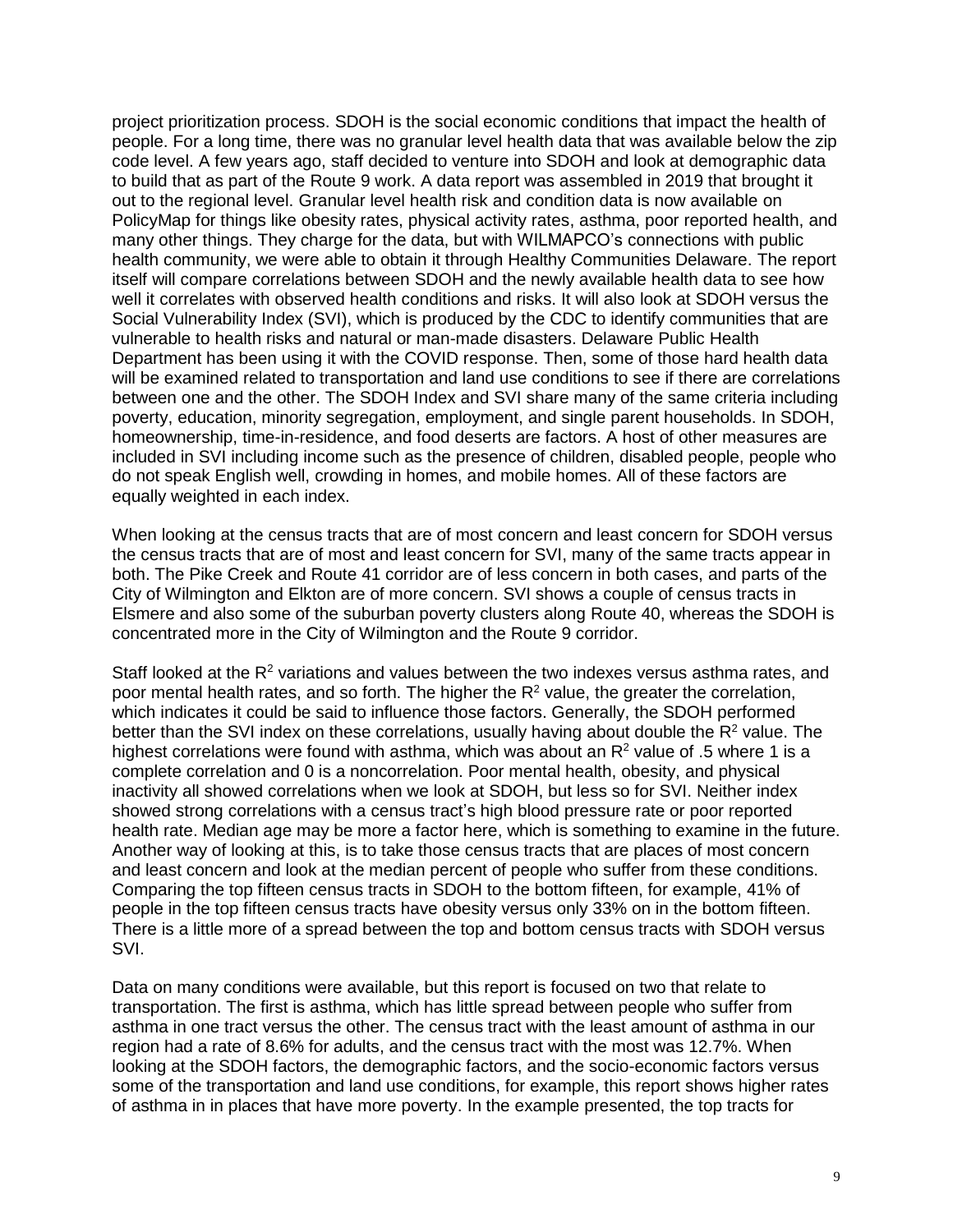project prioritization process. SDOH is the social economic conditions that impact the health of people. For a long time, there was no granular level health data that was available below the zip code level. A few years ago, staff decided to venture into SDOH and look at demographic data to build that as part of the Route 9 work. A data report was assembled in 2019 that brought it out to the regional level. Granular level health risk and condition data is now available on PolicyMap for things like obesity rates, physical activity rates, asthma, poor reported health, and many other things. They charge for the data, but with WILMAPCO's connections with public health community, we were able to obtain it through Healthy Communities Delaware. The report itself will compare correlations between SDOH and the newly available health data to see how well it correlates with observed health conditions and risks. It will also look at SDOH versus the Social Vulnerability Index (SVI), which is produced by the CDC to identify communities that are vulnerable to health risks and natural or man-made disasters. Delaware Public Health Department has been using it with the COVID response. Then, some of those hard health data will be examined related to transportation and land use conditions to see if there are correlations between one and the other. The SDOH Index and SVI share many of the same criteria including poverty, education, minority segregation, employment, and single parent households. In SDOH, homeownership, time-in-residence, and food deserts are factors. A host of other measures are included in SVI including income such as the presence of children, disabled people, people who do not speak English well, crowding in homes, and mobile homes. All of these factors are equally weighted in each index.

When looking at the census tracts that are of most concern and least concern for SDOH versus the census tracts that are of most and least concern for SVI, many of the same tracts appear in both. The Pike Creek and Route 41 corridor are of less concern in both cases, and parts of the City of Wilmington and Elkton are of more concern. SVI shows a couple of census tracts in Elsmere and also some of the suburban poverty clusters along Route 40, whereas the SDOH is concentrated more in the City of Wilmington and the Route 9 corridor.

Staff looked at the $R^2$ variations and values between the two indexes versus asthma rates, and poor mental health rates, and so forth. The higher the $R^2$ value, the greater the correlation, which indicates it could be said to influence those factors. Generally, the SDOH performed better than the SVI index on these correlations, usually having about double the $R^2$ value. The highest correlations were found with asthma, which was about an $R^2$ value of .5 where 1 is a complete correlation and 0 is a noncorrelation. Poor mental health, obesity, and physical inactivity all showed correlations when we look at SDOH, but less so for SVI. Neither index showed strong correlations with a census tract's high blood pressure rate or poor reported health rate. Median age may be more a factor here, which is something to examine in the future. Another way of looking at this, is to take those census tracts that are places of most concern and least concern and look at the median percent of people who suffer from these conditions. Comparing the top fifteen census tracts in SDOH to the bottom fifteen, for example, 41% of people in the top fifteen census tracts have obesity versus only 33% on in the bottom fifteen. There is a little more of a spread between the top and bottom census tracts with SDOH versus SVI.

Data on many conditions were available, but this report is focused on two that relate to transportation. The first is asthma, which has little spread between people who suffer from asthma in one tract versus the other. The census tract with the least amount of asthma in our region had a rate of 8.6% for adults, and the census tract with the most was 12.7%. When looking at the SDOH factors, the demographic factors, and the socio-economic factors versus some of the transportation and land use conditions, for example, this report shows higher rates of asthma in in places that have more poverty. In the example presented, the top tracts for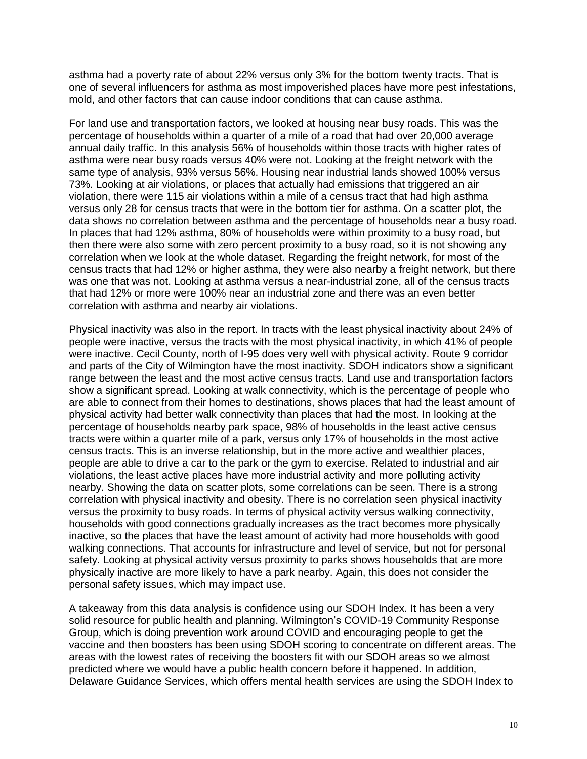asthma had a poverty rate of about 22% versus only 3% for the bottom twenty tracts. That is one of several influencers for asthma as most impoverished places have more pest infestations, mold, and other factors that can cause indoor conditions that can cause asthma.

For land use and transportation factors, we looked at housing near busy roads. This was the percentage of households within a quarter of a mile of a road that had over 20,000 average annual daily traffic. In this analysis 56% of households within those tracts with higher rates of asthma were near busy roads versus 40% were not. Looking at the freight network with the same type of analysis, 93% versus 56%. Housing near industrial lands showed 100% versus 73%. Looking at air violations, or places that actually had emissions that triggered an air violation, there were 115 air violations within a mile of a census tract that had high asthma versus only 28 for census tracts that were in the bottom tier for asthma. On a scatter plot, the data shows no correlation between asthma and the percentage of households near a busy road. In places that had 12% asthma, 80% of households were within proximity to a busy road, but then there were also some with zero percent proximity to a busy road, so it is not showing any correlation when we look at the whole dataset. Regarding the freight network, for most of the census tracts that had 12% or higher asthma, they were also nearby a freight network, but there was one that was not. Looking at asthma versus a near-industrial zone, all of the census tracts that had 12% or more were 100% near an industrial zone and there was an even better correlation with asthma and nearby air violations.

Physical inactivity was also in the report. In tracts with the least physical inactivity about 24% of people were inactive, versus the tracts with the most physical inactivity, in which 41% of people were inactive. Cecil County, north of I-95 does very well with physical activity. Route 9 corridor and parts of the City of Wilmington have the most inactivity. SDOH indicators show a significant range between the least and the most active census tracts. Land use and transportation factors show a significant spread. Looking at walk connectivity, which is the percentage of people who are able to connect from their homes to destinations, shows places that had the least amount of physical activity had better walk connectivity than places that had the most. In looking at the percentage of households nearby park space, 98% of households in the least active census tracts were within a quarter mile of a park, versus only 17% of households in the most active census tracts. This is an inverse relationship, but in the more active and wealthier places, people are able to drive a car to the park or the gym to exercise. Related to industrial and air violations, the least active places have more industrial activity and more polluting activity nearby. Showing the data on scatter plots, some correlations can be seen. There is a strong correlation with physical inactivity and obesity. There is no correlation seen physical inactivity versus the proximity to busy roads. In terms of physical activity versus walking connectivity, households with good connections gradually increases as the tract becomes more physically inactive, so the places that have the least amount of activity had more households with good walking connections. That accounts for infrastructure and level of service, but not for personal safety. Looking at physical activity versus proximity to parks shows households that are more physically inactive are more likely to have a park nearby. Again, this does not consider the personal safety issues, which may impact use.

A takeaway from this data analysis is confidence using our SDOH Index. It has been a very solid resource for public health and planning. Wilmington's COVID-19 Community Response Group, which is doing prevention work around COVID and encouraging people to get the vaccine and then boosters has been using SDOH scoring to concentrate on different areas. The areas with the lowest rates of receiving the boosters fit with our SDOH areas so we almost predicted where we would have a public health concern before it happened. In addition, Delaware Guidance Services, which offers mental health services are using the SDOH Index to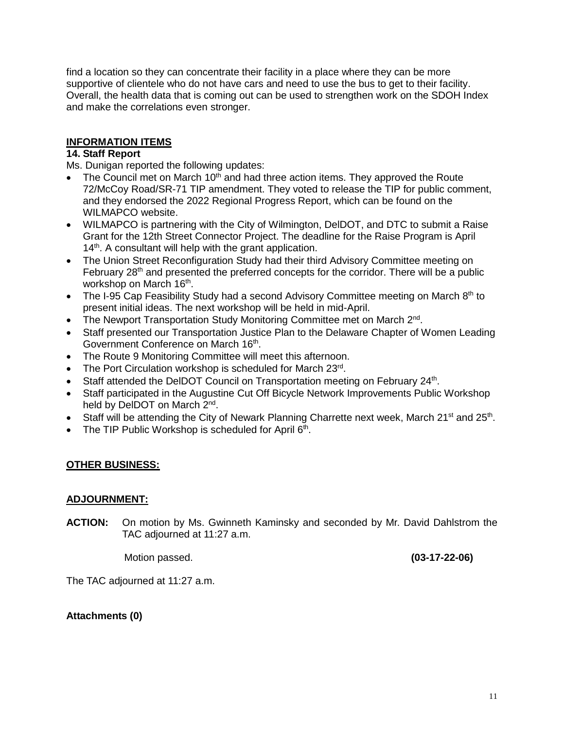find a location so they can concentrate their facility in a place where they can be more supportive of clientele who do not have cars and need to use the bus to get to their facility. Overall, the health data that is coming out can be used to strengthen work on the SDOH Index and make the correlations even stronger.

## INFORMATION ITEMS

**14. Staff Report**

Ms. Dunigan reported the following updates:

- The Council met on March 10th and had three action items. They approved the Route 72/McCoy Road/SR-71 TIP amendment. They voted to release the TIP for public comment, and they endorsed the 2022 Regional Progress Report, which can be found on the WILMAPCO website.
- WILMAPCO is partnering with the City of Wilmington, DelDOT, and DTC to submit a Raise Grant for the 12th Street Connector Project. The deadline for the Raise Program is April 14th. A consultant will help with the grant application.
- The Union Street Reconfiguration Study had their third Advisory Committee meeting on February 28th and presented the preferred concepts for the corridor. There will be a public workshop on March 16th.
- The I-95 Cap Feasibility Study had a second Advisory Committee meeting on March 8th to present initial ideas. The next workshop will be held in mid-April.
- The Newport Transportation Study Monitoring Committee met on March 2nd.
- Staff presented our Transportation Justice Plan to the Delaware Chapter of Women Leading Government Conference on March 16th.
- The Route 9 Monitoring Committee will meet this afternoon.
- The Port Circulation workshop is scheduled for March 23rd.
- Staff attended the DelDOT Council on Transportation meeting on February 24th.
- Staff participated in the Augustine Cut Off Bicycle Network Improvements Public Workshop held by DelDOT on March 2nd.
- Staff will be attending the City of Newark Planning Charrette next week, March 21st and 25th.
- The TIP Public Workshop is scheduled for April 6th.

## OTHER BUSINESS:

## ADJOURNMENT:

**ACTION:** On motion by Ms. Gwinneth Kaminsky and seconded by Mr. David Dahlstrom the TAC adjourned at 11:27 a.m.

Motion passed. **(03-17-22-06)**

The TAC adjourned at 11:27 a.m.

**Attachments (0)**